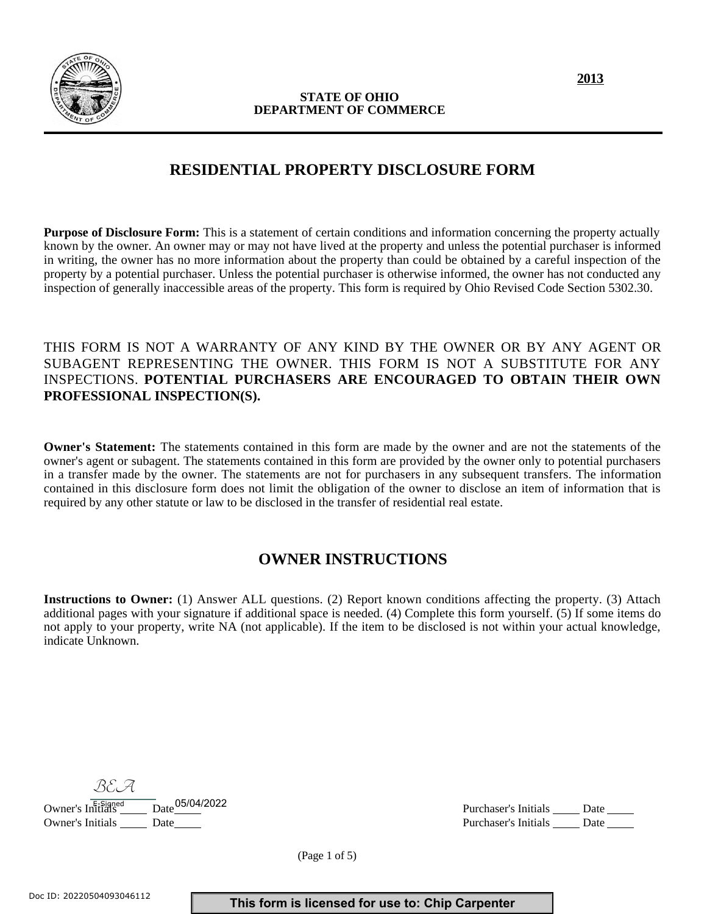2013

STATE OF OHIO
DEPARTMENT OF COMMERCE

# RESIDENTIAL PROPERTY DISCLOSURE FORM

**Purpose of Disclosure Form:** This is a statement of certain conditions and information concerning the property actually known by the owner. An owner may or may not have lived at the property and unless the potential purchaser is informed in writing, the owner has no more information about the property than could be obtained by a careful inspection of the property by a potential purchaser. Unless the potential purchaser is otherwise informed, the owner has not conducted any inspection of generally inaccessible areas of the property. This form is required by Ohio Revised Code Section 5302.30.

THIS FORM IS NOT A WARRANTY OF ANY KIND BY THE OWNER OR BY ANY AGENT OR SUBAGENT REPRESENTING THE OWNER. THIS FORM IS NOT A SUBSTITUTE FOR ANY INSPECTIONS. **POTENTIAL PURCHASERS ARE ENCOURAGED TO OBTAIN THEIR OWN PROFESSIONAL INSPECTION(S).**

**Owner's Statement:** The statements contained in this form are made by the owner and are not the statements of the owner's agent or subagent. The statements contained in this form are provided by the owner only to potential purchasers in a transfer made by the owner. The statements are not for purchasers in any subsequent transfers. The information contained in this disclosure form does not limit the obligation of the owner to disclose an item of information that is required by any other statute or law to be disclosed in the transfer of residential real estate.

## OWNER INSTRUCTIONS

**Instructions to Owner:** (1) Answer ALL questions. (2) Report known conditions affecting the property. (3) Attach additional pages with your signature if additional space is needed. (4) Complete this form yourself. (5) If some items do not apply to your property, write NA (not applicable). If the item to be disclosed is not within your actual knowledge, indicate Unknown.

Owner's Initials BEA (E-Signed) Date 05/04/2022 Purchaser's Initials _____ Date _____
Owner's Initials _____ Date _____ Purchaser's Initials _____ Date _____

Doc ID: 20220504093046112

This form is licensed for use to: Chip Carpenter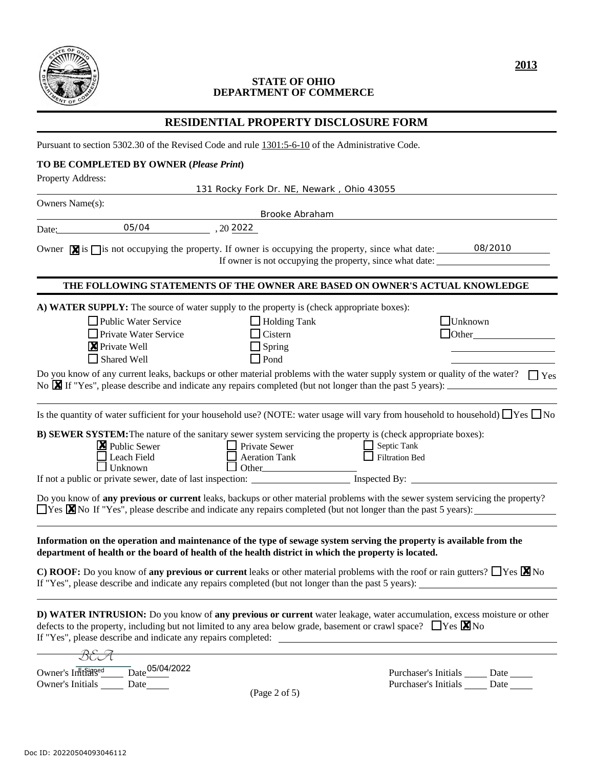**2013**

**STATE OF OHIO**
**DEPARTMENT OF COMMERCE**

## RESIDENTIAL PROPERTY DISCLOSURE FORM

Pursuant to section 5302.30 of the Revised Code and rule 1301:5-6-10 of the Administrative Code.

**TO BE COMPLETED BY OWNER (*Please Print*)**

Property Address: 131 Rocky Fork Dr. NE, Newark , Ohio 43055

Owners Name(s): Brooke Abraham

Date: 05/04 , 20 2022

Owner [X] is [ ] is not occupying the property. If owner is occupying the property, since what date: 08/2010
If owner is not occupying the property, since what date: ______

### THE FOLLOWING STATEMENTS OF THE OWNER ARE BASED ON OWNER'S ACTUAL KNOWLEDGE

**A) WATER SUPPLY:** The source of water supply to the property is (check appropriate boxes):

- [ ] Public Water Service
- [ ] Private Water Service
- [X] Private Well
- [ ] Shared Well
- [ ] Holding Tank
- [ ] Cistern
- [ ] Spring
- [ ] Pond
- [ ] Unknown
- [ ] Other ______

Do you know of any current leaks, backups or other material problems with the water supply system or quality of the water? [ ] Yes [X] No If "Yes", please describe and indicate any repairs completed (but not longer than the past 5 years): ______

Is the quantity of water sufficient for your household use? (NOTE: water usage will vary from household to household) [ ] Yes [ ] No

**B) SEWER SYSTEM:** The nature of the sanitary sewer system servicing the property is (check appropriate boxes):

- [X] Public Sewer
- [ ] Leach Field
- [ ] Unknown
- [ ] Private Sewer
- [ ] Aeration Tank
- [ ] Other ______
- [ ] Septic Tank
- [ ] Filtration Bed

If not a public or private sewer, date of last inspection: ______ Inspected By: ______

Do you know of **any previous or current** leaks, backups or other material problems with the sewer system servicing the property? [ ] Yes [X] No If "Yes", please describe and indicate any repairs completed (but not longer than the past 5 years): ______

**Information on the operation and maintenance of the type of sewage system serving the property is available from the department of health or the board of health of the health district in which the property is located.**

**C) ROOF:** Do you know of **any previous or current** leaks or other material problems with the roof or rain gutters? [ ] Yes [X] No
If "Yes", please describe and indicate any repairs completed (but not longer than the past 5 years): ______

**D) WATER INTRUSION:** Do you know of **any previous or current** water leakage, water accumulation, excess moisture or other defects to the property, including but not limited to any area below grade, basement or crawl space? [ ] Yes [X] No
If "Yes", please describe and indicate any repairs completed: ______

Owner's Initials BEA (E-Signed) Date 05/04/2022
Owner's Initials ______ Date ______

Purchaser's Initials ______ Date ______
Purchaser's Initials ______ Date ______

Doc ID: 20220504093046112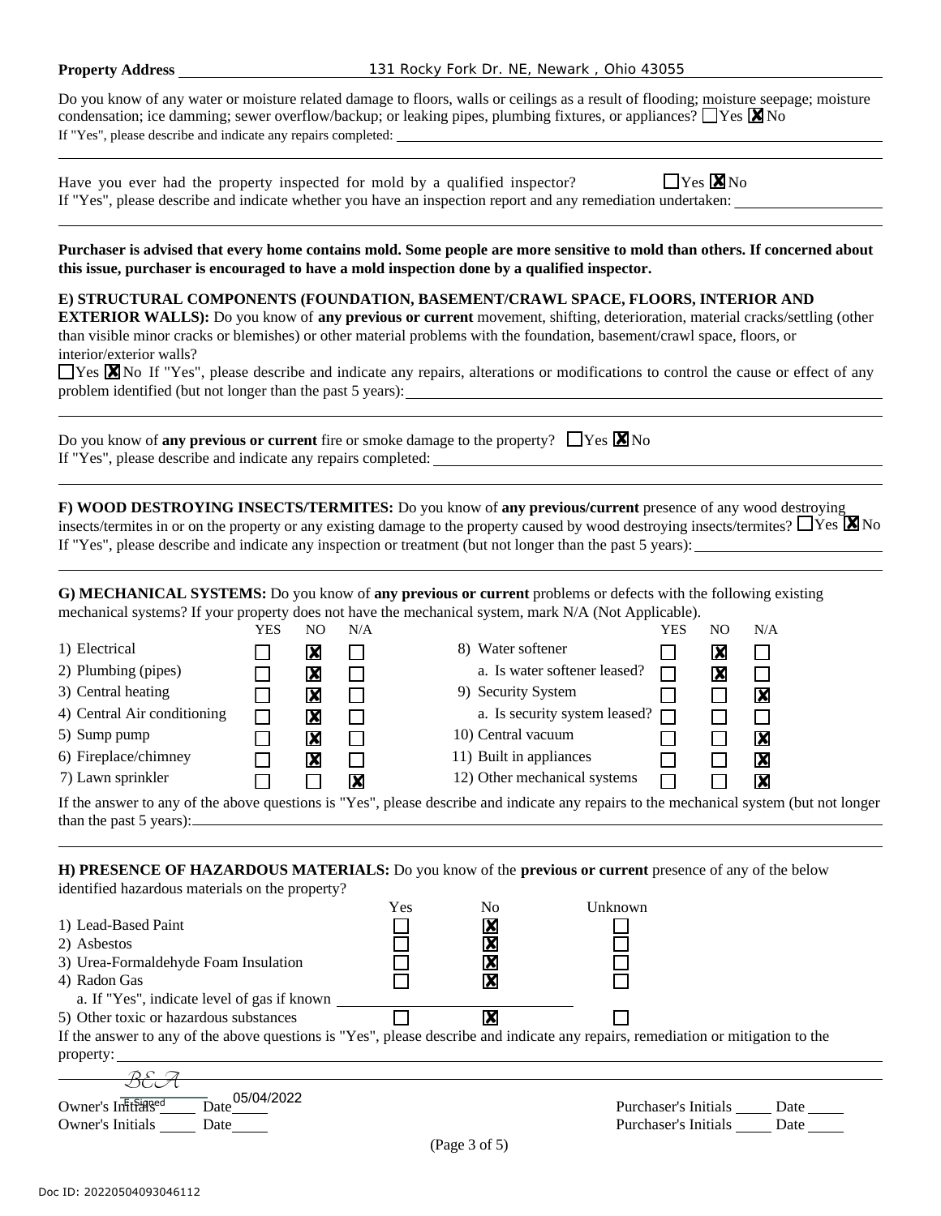**Property Address** 131 Rocky Fork Dr. NE, Newark , Ohio 43055

Do you know of any water or moisture related damage to floors, walls or ceilings as a result of flooding; moisture seepage; moisture condensation; ice damming; sewer overflow/backup; or leaking pipes, plumbing fixtures, or appliances? ☐ Yes ☒ No

If "Yes", please describe and indicate any repairs completed: \_\_\_\_\_\_\_\_\_\_

Have you ever had the property inspected for mold by a qualified inspector? ☐ Yes ☒ No

If "Yes", please describe and indicate whether you have an inspection report and any remediation undertaken: \_\_\_\_\_\_\_\_\_\_

**Purchaser is advised that every home contains mold. Some people are more sensitive to mold than others. If concerned about this issue, purchaser is encouraged to have a mold inspection done by a qualified inspector.**

**E) STRUCTURAL COMPONENTS (FOUNDATION, BASEMENT/CRAWL SPACE, FLOORS, INTERIOR AND EXTERIOR WALLS):** Do you know of **any previous or current** movement, shifting, deterioration, material cracks/settling (other than visible minor cracks or blemishes) or other material problems with the foundation, basement/crawl space, floors, or interior/exterior walls?

☐ Yes ☒ No If "Yes", please describe and indicate any repairs, alterations or modifications to control the cause or effect of any problem identified (but not longer than the past 5 years): \_\_\_\_\_\_\_\_\_\_

Do you know of **any previous or current** fire or smoke damage to the property? ☐ Yes ☒ No

If "Yes", please describe and indicate any repairs completed: \_\_\_\_\_\_\_\_\_\_

**F) WOOD DESTROYING INSECTS/TERMITES:** Do you know of **any previous/current** presence of any wood destroying insects/termites in or on the property or any existing damage to the property caused by wood destroying insects/termites? ☐ Yes ☒ No

If "Yes", please describe and indicate any inspection or treatment (but not longer than the past 5 years): \_\_\_\_\_\_\_\_\_\_

**G) MECHANICAL SYSTEMS:** Do you know of **any previous or current** problems or defects with the following existing mechanical systems? If your property does not have the mechanical system, mark N/A (Not Applicable).

| | YES | NO | N/A | | YES | NO | N/A |
|---|---|---|---|---|---|---|---|
| 1) Electrical | ☐ | ☒ | ☐ | 8) Water softener | ☐ | ☒ | ☐ |
| 2) Plumbing (pipes) | ☐ | ☒ | ☐ | a. Is water softener leased? | ☐ | ☒ | ☐ |
| 3) Central heating | ☐ | ☒ | ☐ | 9) Security System | ☐ | ☐ | ☒ |
| 4) Central Air conditioning | ☐ | ☒ | ☐ | a. Is security system leased? | ☐ | ☐ | ☐ |
| 5) Sump pump | ☐ | ☒ | ☐ | 10) Central vacuum | ☐ | ☐ | ☒ |
| 6) Fireplace/chimney | ☐ | ☒ | ☐ | 11) Built in appliances | ☐ | ☐ | ☒ |
| 7) Lawn sprinkler | ☐ | ☐ | ☒ | 12) Other mechanical systems | ☐ | ☐ | ☒ |

If the answer to any of the above questions is "Yes", please describe and indicate any repairs to the mechanical system (but not longer than the past 5 years): \_\_\_\_\_\_\_\_\_\_

**H) PRESENCE OF HAZARDOUS MATERIALS:** Do you know of the **previous or current** presence of any of the below identified hazardous materials on the property?

| | Yes | No | Unknown |
|---|---|---|---|
| 1) Lead-Based Paint | ☐ | ☒ | ☐ |
| 2) Asbestos | ☐ | ☒ | ☐ |
| 3) Urea-Formaldehyde Foam Insulation | ☐ | ☒ | ☐ |
| 4) Radon Gas | ☐ | ☒ | ☐ |
| a. If "Yes", indicate level of gas if known \_\_\_\_\_\_\_\_\_\_ | | | |
| 5) Other toxic or hazardous substances | ☐ | ☒ | ☐ |

If the answer to any of the above questions is "Yes", please describe and indicate any repairs, remediation or mitigation to the property: \_\_\_\_\_\_\_\_\_\_

Owner's Initials BEA (E-Signed) Date 05/04/2022 Purchaser's Initials \_\_\_\_\_ Date \_\_\_\_\_

Owner's Initials \_\_\_\_\_ Date \_\_\_\_\_ Purchaser's Initials \_\_\_\_\_ Date \_\_\_\_\_

Doc ID: 20220504093046112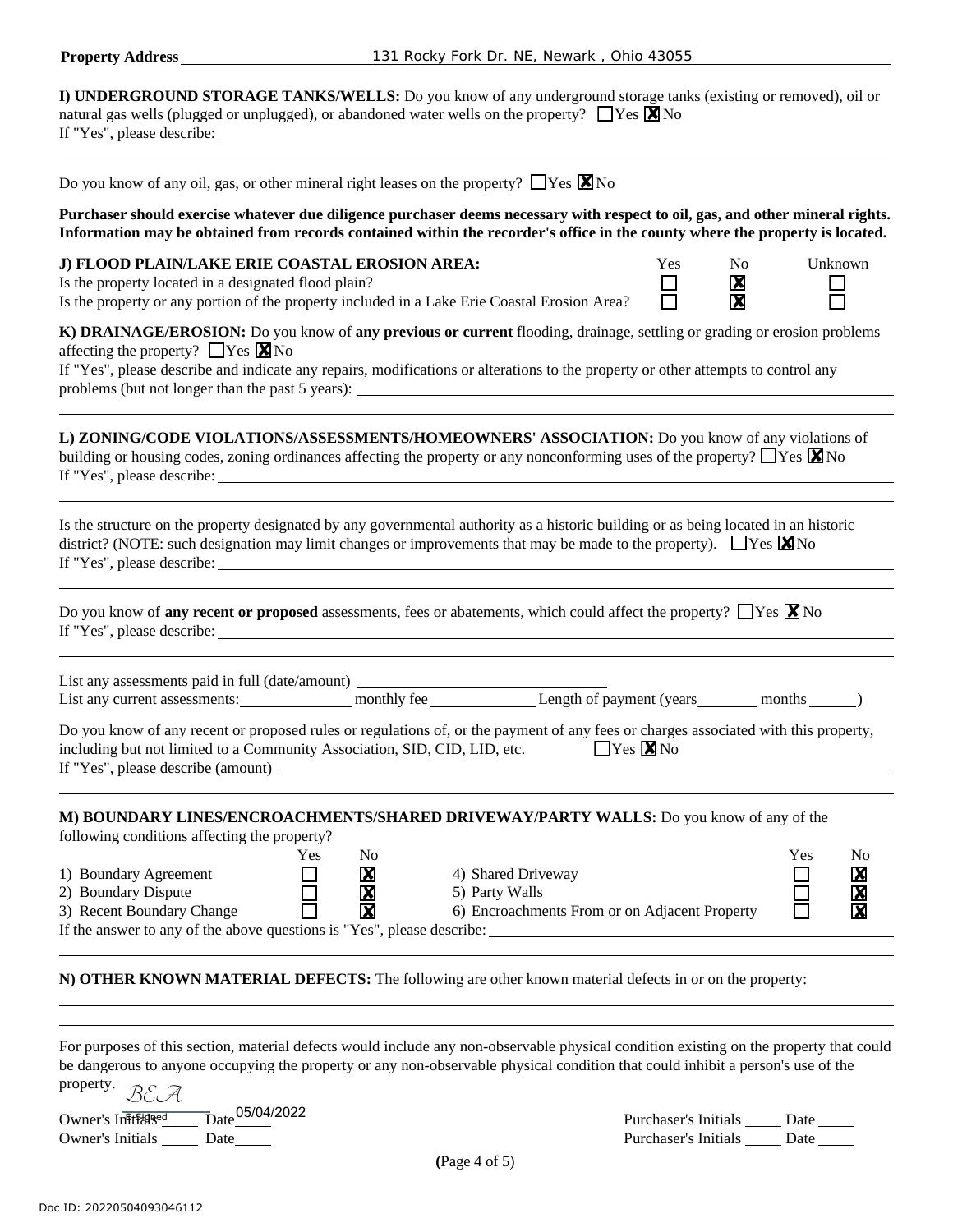**Property Address** 131 Rocky Fork Dr. NE, Newark , Ohio 43055

**I) UNDERGROUND STORAGE TANKS/WELLS:** Do you know of any underground storage tanks (existing or removed), oil or natural gas wells (plugged or unplugged), or abandoned water wells on the property? ☐ Yes ☒ No
If "Yes", please describe:

Do you know of any oil, gas, or other mineral right leases on the property? ☐ Yes ☒ No

**Purchaser should exercise whatever due diligence purchaser deems necessary with respect to oil, gas, and other mineral rights. Information may be obtained from records contained within the recorder's office in the county where the property is located.**

| **J) FLOOD PLAIN/LAKE ERIE COASTAL EROSION AREA:** | Yes | No | Unknown |
|---|---|---|---|
| Is the property located in a designated flood plain? | ☐ | ☒ | ☐ |
| Is the property or any portion of the property included in a Lake Erie Coastal Erosion Area? | ☐ | ☒ | ☐ |

**K) DRAINAGE/EROSION:** Do you know of **any previous or current** flooding, drainage, settling or grading or erosion problems affecting the property? ☐ Yes ☒ No
If "Yes", please describe and indicate any repairs, modifications or alterations to the property or other attempts to control any problems (but not longer than the past 5 years):

**L) ZONING/CODE VIOLATIONS/ASSESSMENTS/HOMEOWNERS' ASSOCIATION:** Do you know of any violations of building or housing codes, zoning ordinances affecting the property or any nonconforming uses of the property? ☐ Yes ☒ No
If "Yes", please describe:

Is the structure on the property designated by any governmental authority as a historic building or as being located in an historic district? (NOTE: such designation may limit changes or improvements that may be made to the property). ☐ Yes ☒ No
If "Yes", please describe:

Do you know of **any recent or proposed** assessments, fees or abatements, which could affect the property? ☐ Yes ☒ No
If "Yes", please describe:

List any assessments paid in full (date/amount)
List any current assessments: ______ monthly fee ______ Length of payment (years ______ months ______)

Do you know of any recent or proposed rules or regulations of, or the payment of any fees or charges associated with this property, including but not limited to a Community Association, SID, CID, LID, etc. ☐ Yes ☒ No
If "Yes", please describe (amount)

**M) BOUNDARY LINES/ENCROACHMENTS/SHARED DRIVEWAY/PARTY WALLS:** Do you know of any of the following conditions affecting the property?

| | Yes | No | | Yes | No |
|---|---|---|---|---|---|
| 1) Boundary Agreement | ☐ | ☒ | 4) Shared Driveway | ☐ | ☒ |
| 2) Boundary Dispute | ☐ | ☒ | 5) Party Walls | ☐ | ☒ |
| 3) Recent Boundary Change | ☐ | ☒ | 6) Encroachments From or on Adjacent Property | ☐ | ☒ |

If the answer to any of the above questions is "Yes", please describe:

**N) OTHER KNOWN MATERIAL DEFECTS:** The following are other known material defects in or on the property:

For purposes of this section, material defects would include any non-observable physical condition existing on the property that could be dangerous to anyone occupying the property or any non-observable physical condition that could inhibit a person's use of the property.

Owner's Initials BEA Date 05/04/2022 Purchaser's Initials ______ Date ______
Owner's Initials ______ Date ______ Purchaser's Initials ______ Date ______

Doc ID: 20220504093046112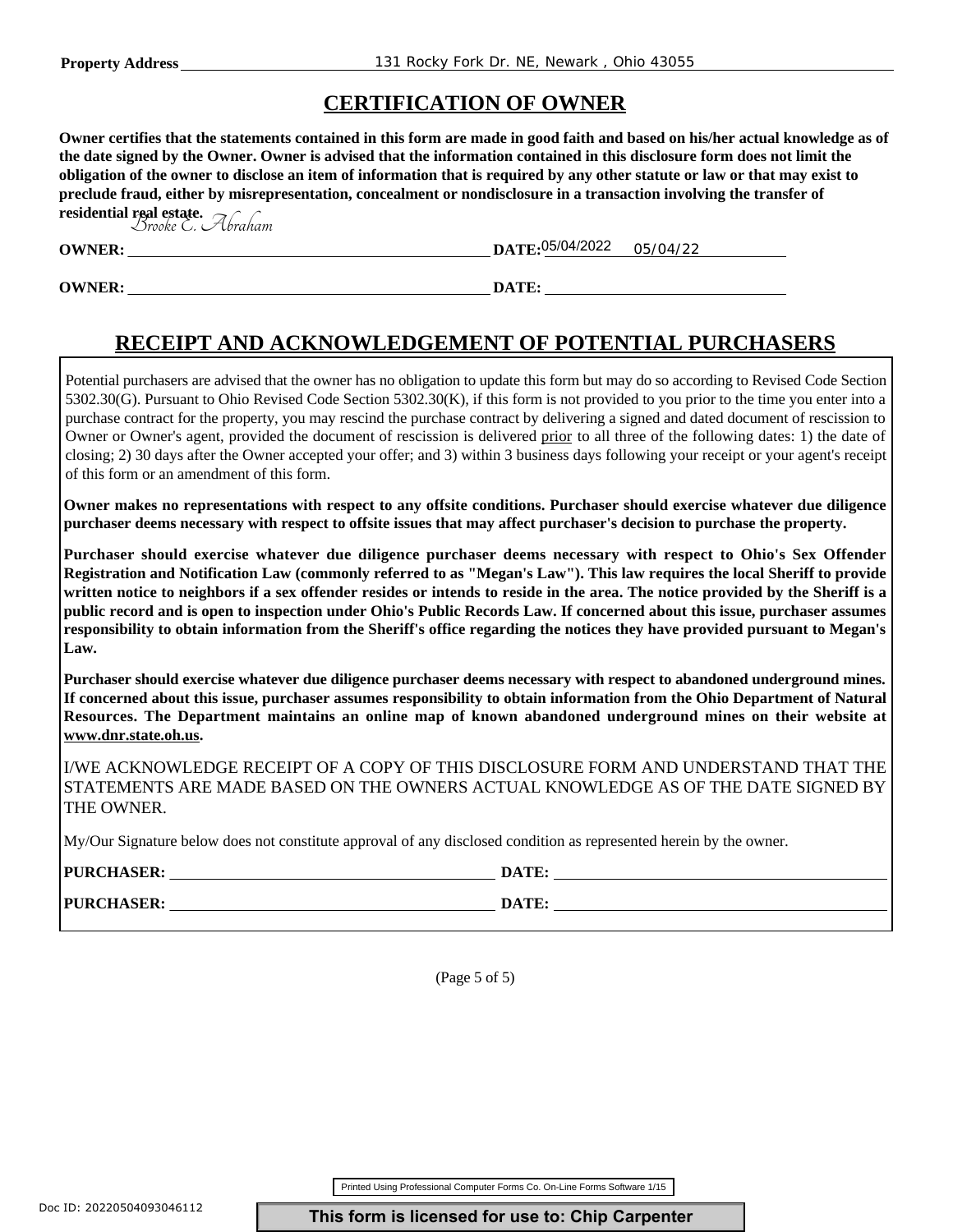**Property Address** 131 Rocky Fork Dr. NE, Newark , Ohio 43055

## CERTIFICATION OF OWNER

**Owner certifies that the statements contained in this form are made in good faith and based on his/her actual knowledge as of the date signed by the Owner. Owner is advised that the information contained in this disclosure form does not limit the obligation of the owner to disclose an item of information that is required by any other statute or law or that may exist to preclude fraud, either by misrepresentation, concealment or nondisclosure in a transaction involving the transfer of residential real estate.**

**OWNER:** *Brooke E. Abraham* **DATE:** 05/04/2022 05/04/22

**OWNER:** \_\_\_\_\_\_\_\_\_\_\_\_\_\_\_\_\_\_\_\_ **DATE:** \_\_\_\_\_\_\_\_\_\_\_\_\_\_\_\_\_\_\_\_

## RECEIPT AND ACKNOWLEDGEMENT OF POTENTIAL PURCHASERS

Potential purchasers are advised that the owner has no obligation to update this form but may do so according to Revised Code Section 5302.30(G). Pursuant to Ohio Revised Code Section 5302.30(K), if this form is not provided to you prior to the time you enter into a purchase contract for the property, you may rescind the purchase contract by delivering a signed and dated document of rescission to Owner or Owner's agent, provided the document of rescission is delivered prior to all three of the following dates: 1) the date of closing; 2) 30 days after the Owner accepted your offer; and 3) within 3 business days following your receipt or your agent's receipt of this form or an amendment of this form.

**Owner makes no representations with respect to any offsite conditions. Purchaser should exercise whatever due diligence purchaser deems necessary with respect to offsite issues that may affect purchaser's decision to purchase the property.**

**Purchaser should exercise whatever due diligence purchaser deems necessary with respect to Ohio's Sex Offender Registration and Notification Law (commonly referred to as "Megan's Law"). This law requires the local Sheriff to provide written notice to neighbors if a sex offender resides or intends to reside in the area. The notice provided by the Sheriff is a public record and is open to inspection under Ohio's Public Records Law. If concerned about this issue, purchaser assumes responsibility to obtain information from the Sheriff's office regarding the notices they have provided pursuant to Megan's Law.**

**Purchaser should exercise whatever due diligence purchaser deems necessary with respect to abandoned underground mines. If concerned about this issue, purchaser assumes responsibility to obtain information from the Ohio Department of Natural Resources. The Department maintains an online map of known abandoned underground mines on their website at www.dnr.state.oh.us.**

I/WE ACKNOWLEDGE RECEIPT OF A COPY OF THIS DISCLOSURE FORM AND UNDERSTAND THAT THE STATEMENTS ARE MADE BASED ON THE OWNERS ACTUAL KNOWLEDGE AS OF THE DATE SIGNED BY THE OWNER.

My/Our Signature below does not constitute approval of any disclosed condition as represented herein by the owner.

**PURCHASER:** \_\_\_\_\_\_\_\_\_\_\_\_\_\_\_\_\_\_\_\_ **DATE:** \_\_\_\_\_\_\_\_\_\_\_\_\_\_\_\_\_\_\_\_

**PURCHASER:** \_\_\_\_\_\_\_\_\_\_\_\_\_\_\_\_\_\_\_\_ **DATE:** \_\_\_\_\_\_\_\_\_\_\_\_\_\_\_\_\_\_\_\_

Printed Using Professional Computer Forms Co. On-Line Forms Software 1/15

Doc ID: 20220504093046112

**This form is licensed for use to: Chip Carpenter**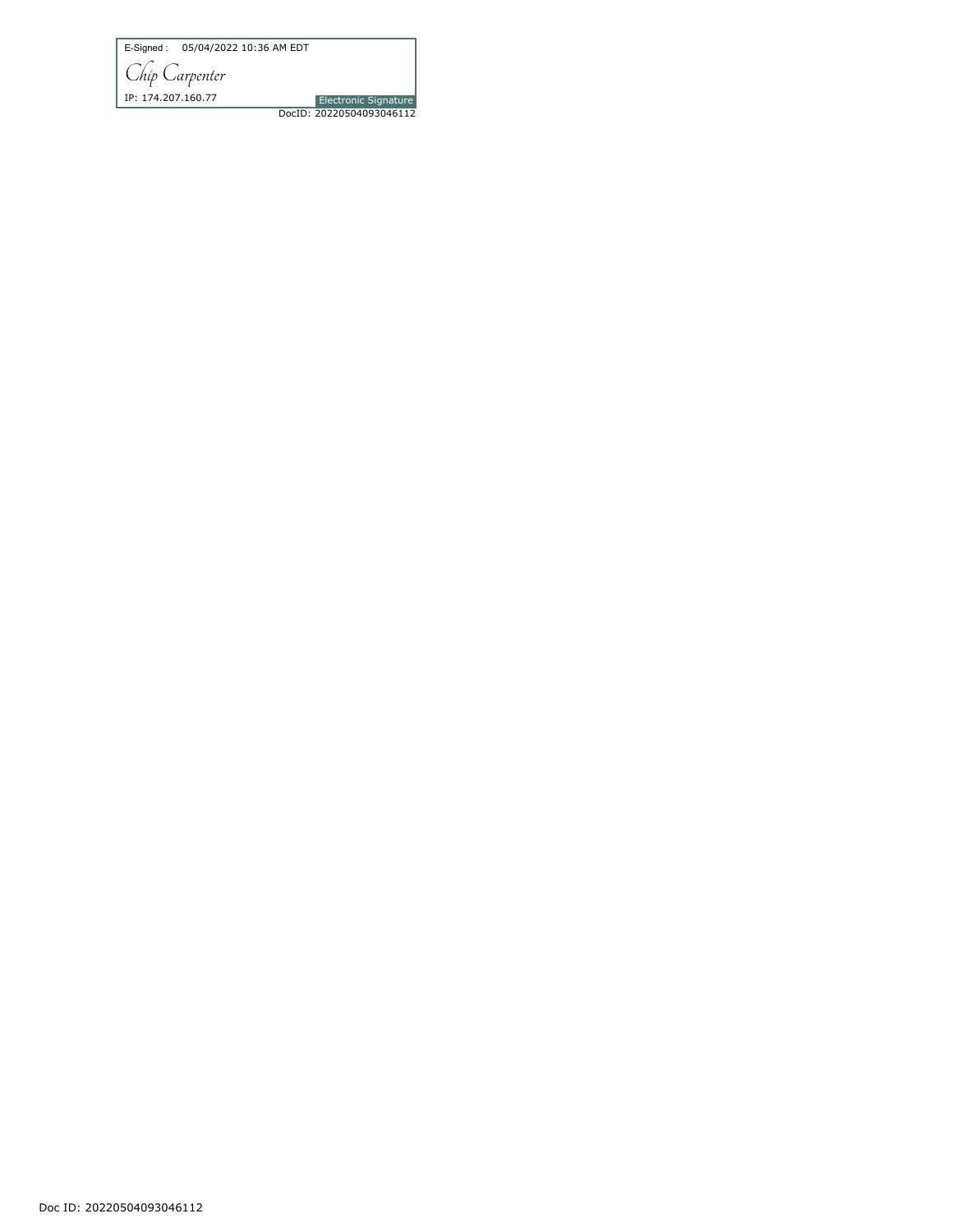E-Signed : 05/04/2022 10:36 AM EDT

*Chip Carpenter*

IP: 174.207.160.77

Electronic Signature

DocID: 20220504093046112

Doc ID: 20220504093046112